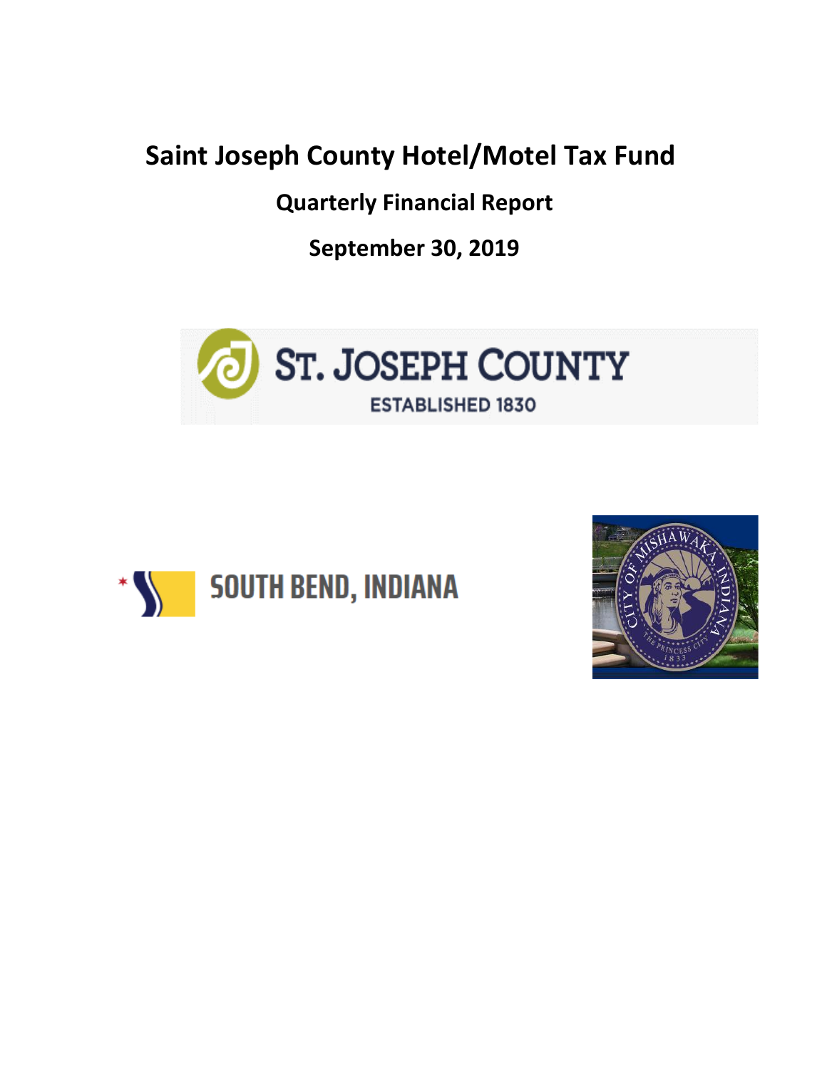# Saint Joseph County Hotel/Motel Tax Fund

## Quarterly Financial Report

## September 30, 2019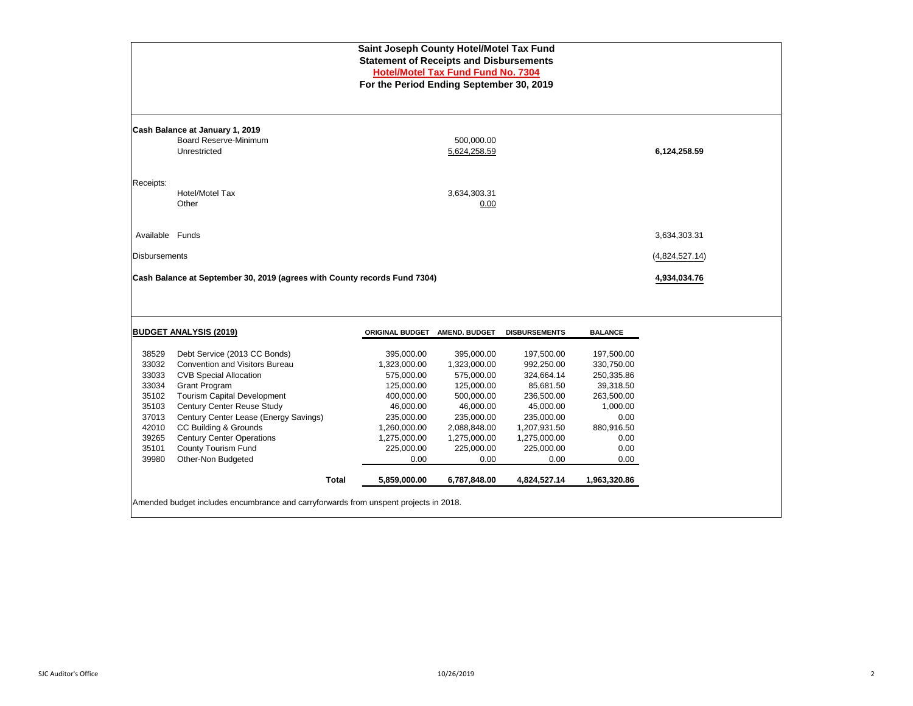# Saint Joseph County Hotel/Motel Tax Fund
## Statement of Receipts and Disbursements
### Hotel/Motel Tax Fund Fund No. 7304
### For the Period Ending September 30, 2019

| | | |
|---|---|---|
| **Cash Balance at January 1, 2019** | | |
| Board Reserve-Minimum | 500,000.00 | |
| Unrestricted | 5,624,258.59 | **6,124,258.59** |
| Receipts: | | |
| Hotel/Motel Tax | 3,634,303.31 | |
| Other | 0.00 | |
| Available Funds | | 3,634,303.31 |
| Disbursements | | (4,824,527.14) |
| **Cash Balance at September 30, 2019 (agrees with County records Fund 7304)** | | **4,934,034.76** |

| **BUDGET ANALYSIS (2019)** | | ORIGINAL BUDGET | AMEND. BUDGET | DISBURSEMENTS | BALANCE |
|---|---|---|---|---|---|
| 38529 | Debt Service (2013 CC Bonds) | 395,000.00 | 395,000.00 | 197,500.00 | 197,500.00 |
| 33032 | Convention and Visitors Bureau | 1,323,000.00 | 1,323,000.00 | 992,250.00 | 330,750.00 |
| 33033 | CVB Special Allocation | 575,000.00 | 575,000.00 | 324,664.14 | 250,335.86 |
| 33034 | Grant Program | 125,000.00 | 125,000.00 | 85,681.50 | 39,318.50 |
| 35102 | Tourism Capital Development | 400,000.00 | 500,000.00 | 236,500.00 | 263,500.00 |
| 35103 | Century Center Reuse Study | 46,000.00 | 46,000.00 | 45,000.00 | 1,000.00 |
| 37013 | Century Center Lease (Energy Savings) | 235,000.00 | 235,000.00 | 235,000.00 | 0.00 |
| 42010 | CC Building & Grounds | 1,260,000.00 | 2,088,848.00 | 1,207,931.50 | 880,916.50 |
| 39265 | Century Center Operations | 1,275,000.00 | 1,275,000.00 | 1,275,000.00 | 0.00 |
| 35101 | County Tourism Fund | 225,000.00 | 225,000.00 | 225,000.00 | 0.00 |
| 39980 | Other-Non Budgeted | 0.00 | 0.00 | 0.00 | 0.00 |
| | **Total** | **5,859,000.00** | **6,787,848.00** | **4,824,527.14** | **1,963,320.86** |

Amended budget includes encumbrance and carryforwards from unspent projects in 2018.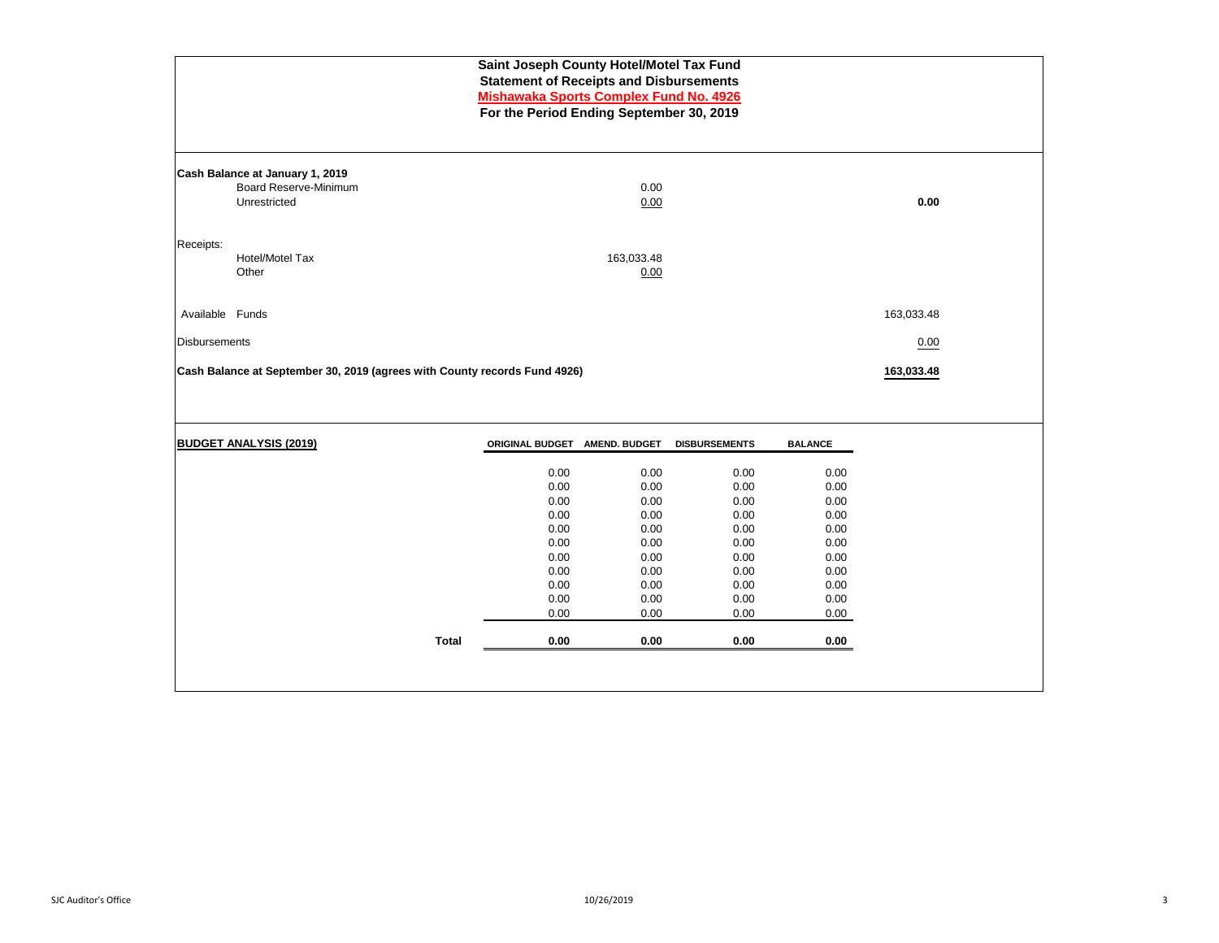**Saint Joseph County Hotel/Motel Tax Fund**
**Statement of Receipts and Disbursements**
**Mishawaka Sports Complex Fund No. 4926**
**For the Period Ending September 30, 2019**

| | | |
|---|---|---|
| **Cash Balance at January 1, 2019** | | |
| Board Reserve-Minimum | 0.00 | |
| Unrestricted | 0.00 | **0.00** |
| Receipts: | | |
| Hotel/Motel Tax | 163,033.48 | |
| Other | 0.00 | |
| Available Funds | | 163,033.48 |
| Disbursements | | 0.00 |
| **Cash Balance at September 30, 2019 (agrees with County records Fund 4926)** | | **163,033.48** |

| **BUDGET ANALYSIS (2019)** | ORIGINAL BUDGET | AMEND. BUDGET | DISBURSEMENTS | BALANCE |
|---|---|---|---|---|
| | 0.00 | 0.00 | 0.00 | 0.00 |
| | 0.00 | 0.00 | 0.00 | 0.00 |
| | 0.00 | 0.00 | 0.00 | 0.00 |
| | 0.00 | 0.00 | 0.00 | 0.00 |
| | 0.00 | 0.00 | 0.00 | 0.00 |
| | 0.00 | 0.00 | 0.00 | 0.00 |
| | 0.00 | 0.00 | 0.00 | 0.00 |
| | 0.00 | 0.00 | 0.00 | 0.00 |
| | 0.00 | 0.00 | 0.00 | 0.00 |
| | 0.00 | 0.00 | 0.00 | 0.00 |
| | 0.00 | 0.00 | 0.00 | 0.00 |
| **Total** | **0.00** | **0.00** | **0.00** | **0.00** |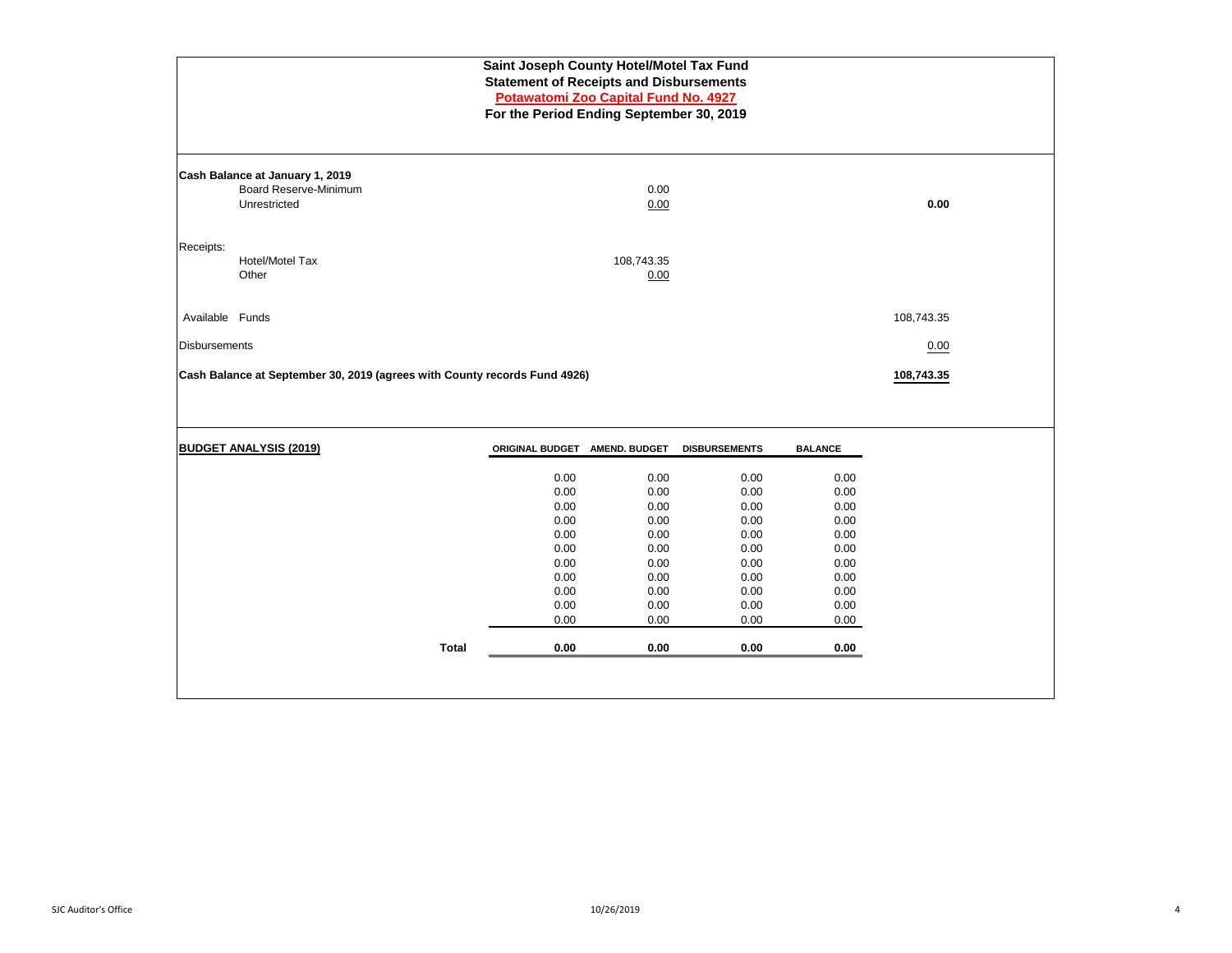**Saint Joseph County Hotel/Motel Tax Fund**
**Statement of Receipts and Disbursements**
**Potawatomi Zoo Capital Fund No. 4927**
**For the Period Ending September 30, 2019**

| | | |
|---|---|---|
| **Cash Balance at January 1, 2019** | | |
| Board Reserve-Minimum | 0.00 | |
| Unrestricted | 0.00 | **0.00** |
| Receipts: | | |
| Hotel/Motel Tax | 108,743.35 | |
| Other | 0.00 | |
| Available Funds | | 108,743.35 |
| Disbursements | | 0.00 |
| **Cash Balance at September 30, 2019 (agrees with County records Fund 4926)** | | **108,743.35** |

| **BUDGET ANALYSIS (2019)** | ORIGINAL BUDGET | AMEND. BUDGET | DISBURSEMENTS | BALANCE |
|---|---|---|---|---|
| | 0.00 | 0.00 | 0.00 | 0.00 |
| | 0.00 | 0.00 | 0.00 | 0.00 |
| | 0.00 | 0.00 | 0.00 | 0.00 |
| | 0.00 | 0.00 | 0.00 | 0.00 |
| | 0.00 | 0.00 | 0.00 | 0.00 |
| | 0.00 | 0.00 | 0.00 | 0.00 |
| | 0.00 | 0.00 | 0.00 | 0.00 |
| | 0.00 | 0.00 | 0.00 | 0.00 |
| | 0.00 | 0.00 | 0.00 | 0.00 |
| | 0.00 | 0.00 | 0.00 | 0.00 |
| | 0.00 | 0.00 | 0.00 | 0.00 |
| **Total** | **0.00** | **0.00** | **0.00** | **0.00** |

SJC Auditor's Office 10/26/2019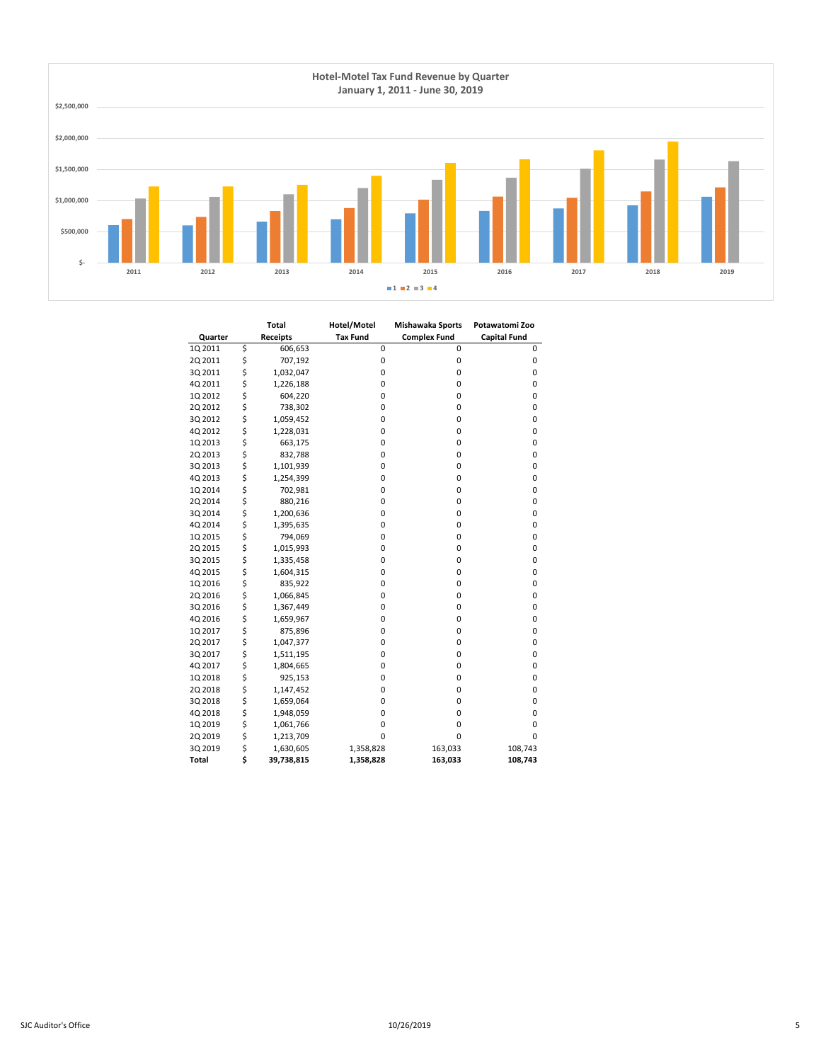## Hotel-Motel Tax Fund Revenue by Quarter
### January 1, 2011 - June 30, 2019

| Quarter | | Total Receipts | Hotel/Motel Tax Fund | Mishawaka Sports Complex Fund | Potawatomi Zoo Capital Fund |
|---|---|---|---|---|---|
| 1Q 2011 | $ | 606,653 | 0 | 0 | 0 |
| 2Q 2011 | $ | 707,192 | 0 | 0 | 0 |
| 3Q 2011 | $ | 1,032,047 | 0 | 0 | 0 |
| 4Q 2011 | $ | 1,226,188 | 0 | 0 | 0 |
| 1Q 2012 | $ | 604,220 | 0 | 0 | 0 |
| 2Q 2012 | $ | 738,302 | 0 | 0 | 0 |
| 3Q 2012 | $ | 1,059,452 | 0 | 0 | 0 |
| 4Q 2012 | $ | 1,228,031 | 0 | 0 | 0 |
| 1Q 2013 | $ | 663,175 | 0 | 0 | 0 |
| 2Q 2013 | $ | 832,788 | 0 | 0 | 0 |
| 3Q 2013 | $ | 1,101,939 | 0 | 0 | 0 |
| 4Q 2013 | $ | 1,254,399 | 0 | 0 | 0 |
| 1Q 2014 | $ | 702,981 | 0 | 0 | 0 |
| 2Q 2014 | $ | 880,216 | 0 | 0 | 0 |
| 3Q 2014 | $ | 1,200,636 | 0 | 0 | 0 |
| 4Q 2014 | $ | 1,395,635 | 0 | 0 | 0 |
| 1Q 2015 | $ | 794,069 | 0 | 0 | 0 |
| 2Q 2015 | $ | 1,015,993 | 0 | 0 | 0 |
| 3Q 2015 | $ | 1,335,458 | 0 | 0 | 0 |
| 4Q 2015 | $ | 1,604,315 | 0 | 0 | 0 |
| 1Q 2016 | $ | 835,922 | 0 | 0 | 0 |
| 2Q 2016 | $ | 1,066,845 | 0 | 0 | 0 |
| 3Q 2016 | $ | 1,367,449 | 0 | 0 | 0 |
| 4Q 2016 | $ | 1,659,967 | 0 | 0 | 0 |
| 1Q 2017 | $ | 875,896 | 0 | 0 | 0 |
| 2Q 2017 | $ | 1,047,377 | 0 | 0 | 0 |
| 3Q 2017 | $ | 1,511,195 | 0 | 0 | 0 |
| 4Q 2017 | $ | 1,804,665 | 0 | 0 | 0 |
| 1Q 2018 | $ | 925,153 | 0 | 0 | 0 |
| 2Q 2018 | $ | 1,147,452 | 0 | 0 | 0 |
| 3Q 2018 | $ | 1,659,064 | 0 | 0 | 0 |
| 4Q 2018 | $ | 1,948,059 | 0 | 0 | 0 |
| 1Q 2019 | $ | 1,061,766 | 0 | 0 | 0 |
| 2Q 2019 | $ | 1,213,709 | 0 | 0 | 0 |
| 3Q 2019 | $ | 1,630,605 | 1,358,828 | 163,033 | 108,743 |
| **Total** | **$** | **39,738,815** | **1,358,828** | **163,033** | **108,743** |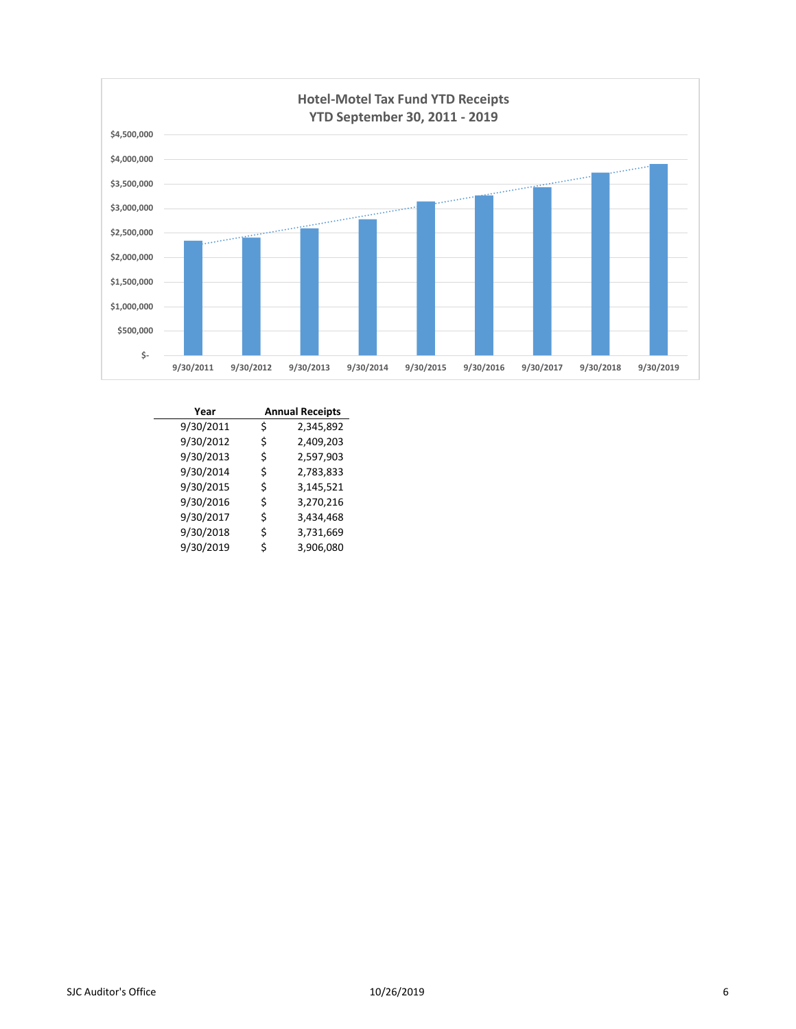## Hotel-Motel Tax Fund YTD Receipts
### YTD September 30, 2011 - 2019

| Year | Annual Receipts |
|---|---|
| 9/30/2011 | $ 2,345,892 |
| 9/30/2012 | $ 2,409,203 |
| 9/30/2013 | $ 2,597,903 |
| 9/30/2014 | $ 2,783,833 |
| 9/30/2015 | $ 3,145,521 |
| 9/30/2016 | $ 3,270,216 |
| 9/30/2017 | $ 3,434,468 |
| 9/30/2018 | $ 3,731,669 |
| 9/30/2019 | $ 3,906,080 |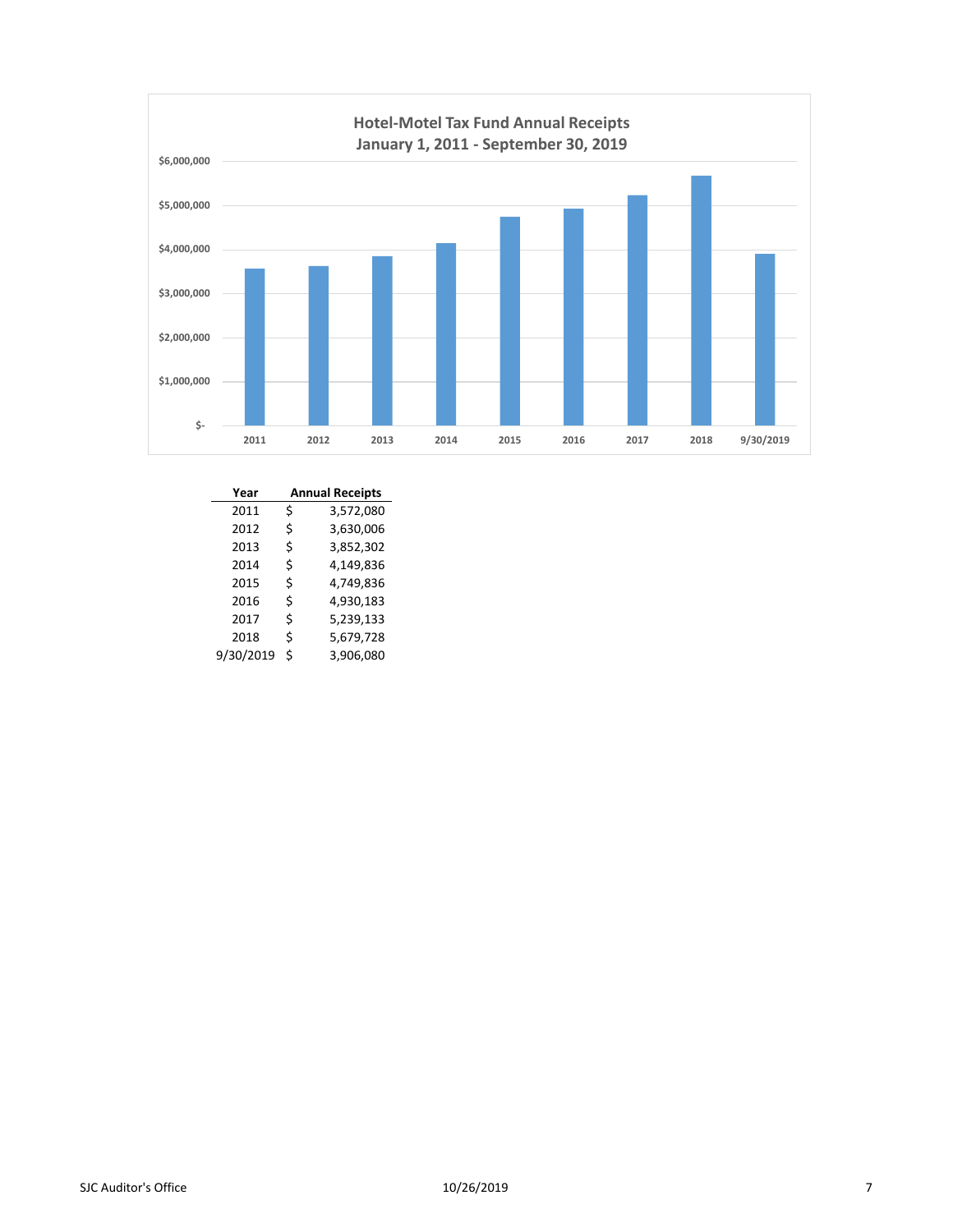**Hotel-Motel Tax Fund Annual Receipts**
**January 1, 2011 - September 30, 2019**

| Year | Annual Receipts |
|---|---|
| 2011 | $ 3,572,080 |
| 2012 | $ 3,630,006 |
| 2013 | $ 3,852,302 |
| 2014 | $ 4,149,836 |
| 2015 | $ 4,749,836 |
| 2016 | $ 4,930,183 |
| 2017 | $ 5,239,133 |
| 2018 | $ 5,679,728 |
| 9/30/2019 | $ 3,906,080 |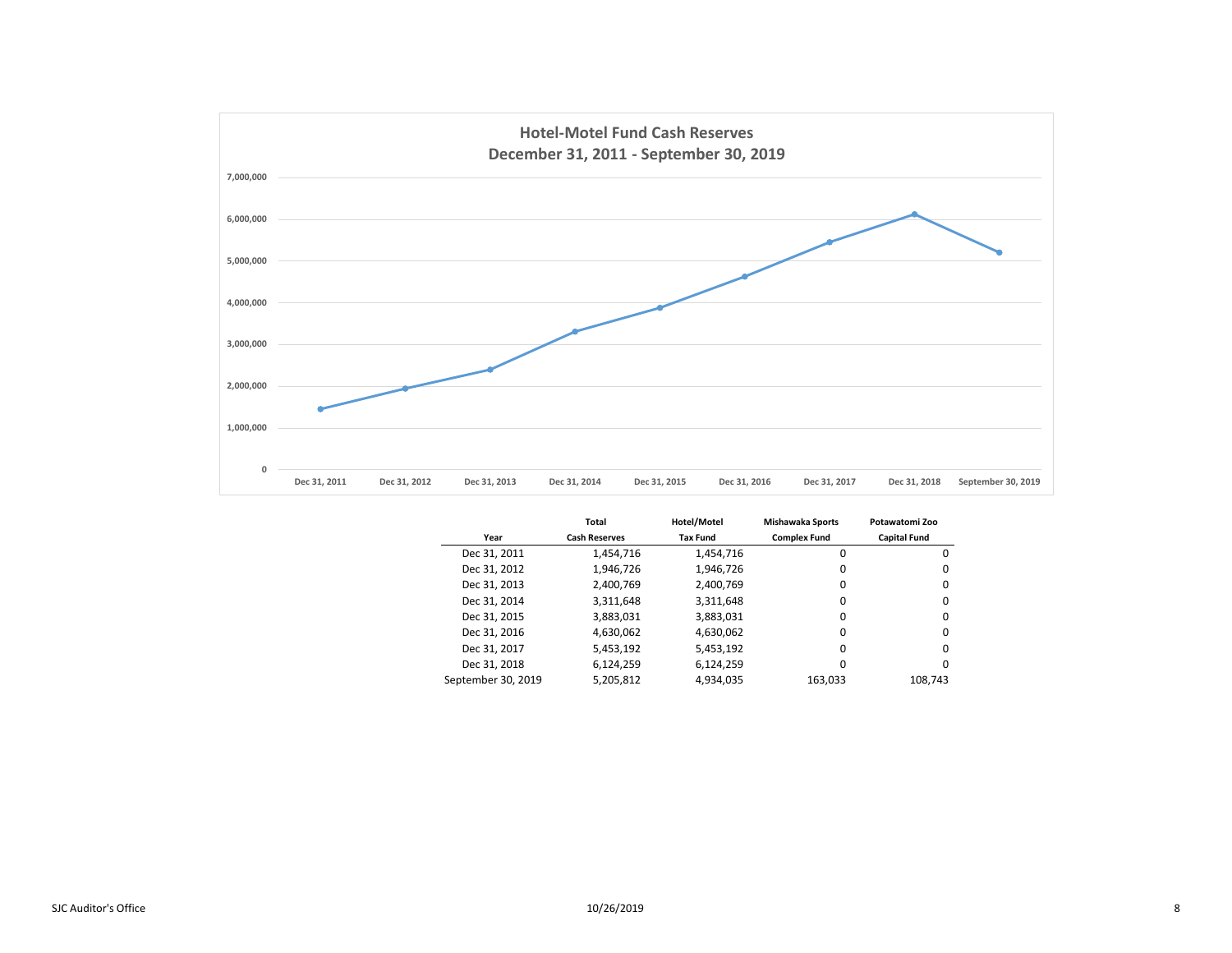## Hotel-Motel Fund Cash Reserves
## December 31, 2011 - September 30, 2019

| Year | Total Cash Reserves | Hotel/Motel Tax Fund | Mishawaka Sports Complex Fund | Potawatomi Zoo Capital Fund |
|---|---|---|---|---|
| Dec 31, 2011 | 1,454,716 | 1,454,716 | 0 | 0 |
| Dec 31, 2012 | 1,946,726 | 1,946,726 | 0 | 0 |
| Dec 31, 2013 | 2,400,769 | 2,400,769 | 0 | 0 |
| Dec 31, 2014 | 3,311,648 | 3,311,648 | 0 | 0 |
| Dec 31, 2015 | 3,883,031 | 3,883,031 | 0 | 0 |
| Dec 31, 2016 | 4,630,062 | 4,630,062 | 0 | 0 |
| Dec 31, 2017 | 5,453,192 | 5,453,192 | 0 | 0 |
| Dec 31, 2018 | 6,124,259 | 6,124,259 | 0 | 0 |
| September 30, 2019 | 5,205,812 | 4,934,035 | 163,033 | 108,743 |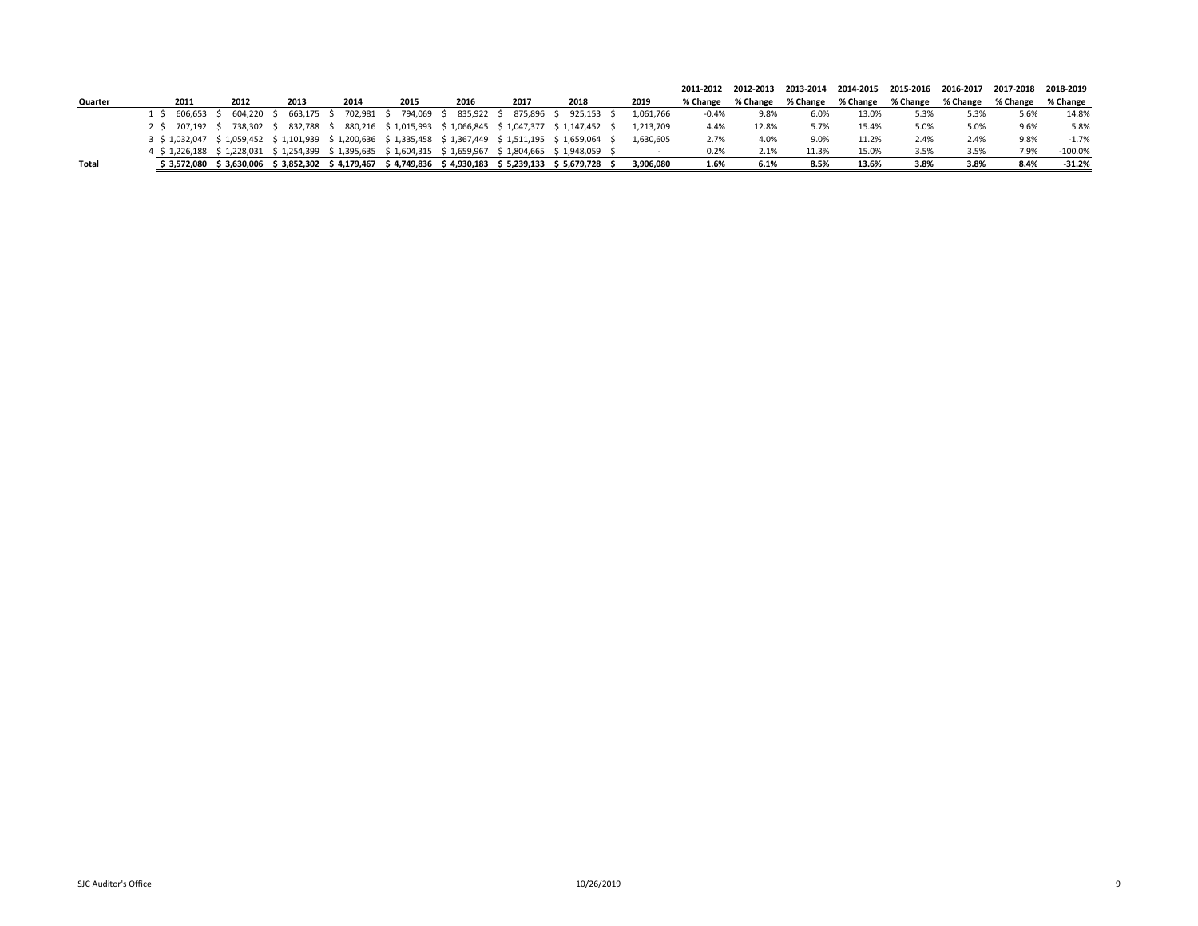| Quarter | 2011 | 2012 | 2013 | 2014 | 2015 | 2016 | 2017 | 2018 | 2019 | 2011-2012 % Change | 2012-2013 % Change | 2013-2014 % Change | 2014-2015 % Change | 2015-2016 % Change | 2016-2017 % Change | 2017-2018 % Change | 2018-2019 % Change |
|---|---|---|---|---|---|---|---|---|---|---|---|---|---|---|---|---|---|
| 1 | $ 606,653 | $ 604,220 | $ 663,175 | $ 702,981 | $ 794,069 | $ 835,922 | $ 875,896 | $ 925,153 | $ 1,061,766 | -0.4% | 9.8% | 6.0% | 13.0% | 5.3% | 5.3% | 5.6% | 14.8% |
| 2 | $ 707,192 | $ 738,302 | $ 832,788 | $ 880,216 | $ 1,015,993 | $ 1,066,845 | $ 1,047,377 | $ 1,147,452 | $ 1,213,709 | 4.4% | 12.8% | 5.7% | 15.4% | 5.0% | 5.0% | 9.6% | 5.8% |
| 3 | $ 1,032,047 | $ 1,059,452 | $ 1,101,939 | $ 1,200,636 | $ 1,335,458 | $ 1,367,449 | $ 1,511,195 | $ 1,659,064 | $ 1,630,605 | 2.7% | 4.0% | 9.0% | 11.2% | 2.4% | 2.4% | 9.8% | -1.7% |
| 4 | $ 1,226,188 | $ 1,228,031 | $ 1,254,399 | $ 1,395,635 | $ 1,604,315 | $ 1,659,967 | $ 1,804,665 | $ 1,948,059 | $ - | 0.2% | 2.1% | 11.3% | 15.0% | 3.5% | 3.5% | 7.9% | -100.0% |
| **Total** | **$ 3,572,080** | **$ 3,630,006** | **$ 3,852,302** | **$ 4,179,467** | **$ 4,749,836** | **$ 4,930,183** | **$ 5,239,133** | **$ 5,679,728** | **$ 3,906,080** | **1.6%** | **6.1%** | **8.5%** | **13.6%** | **3.8%** | **3.8%** | **8.4%** | **-31.2%** |

SJC Auditor's Office

10/26/2019